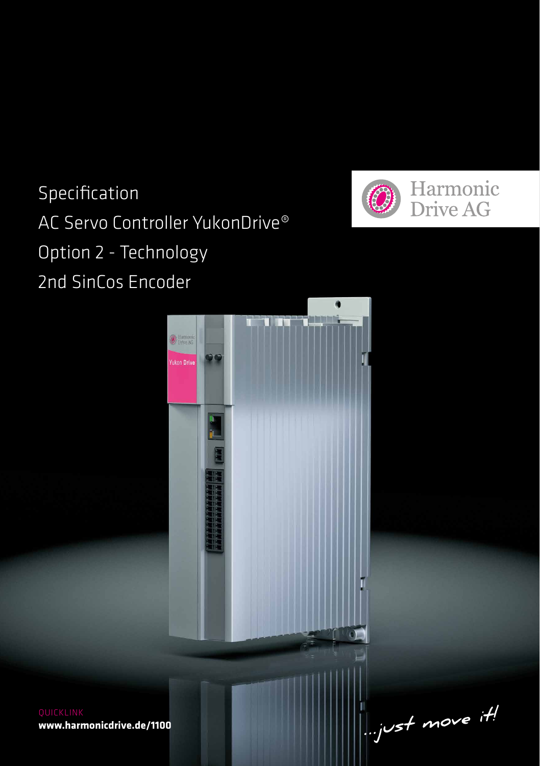# Specification

# AC Servo Controller YukonDrive®

# Option 2 - Technology

# 2nd SinCos Encoder

Harmonic Drive AG

QUICKLINK
**www.harmonicdrive.de/1100**

...just move it!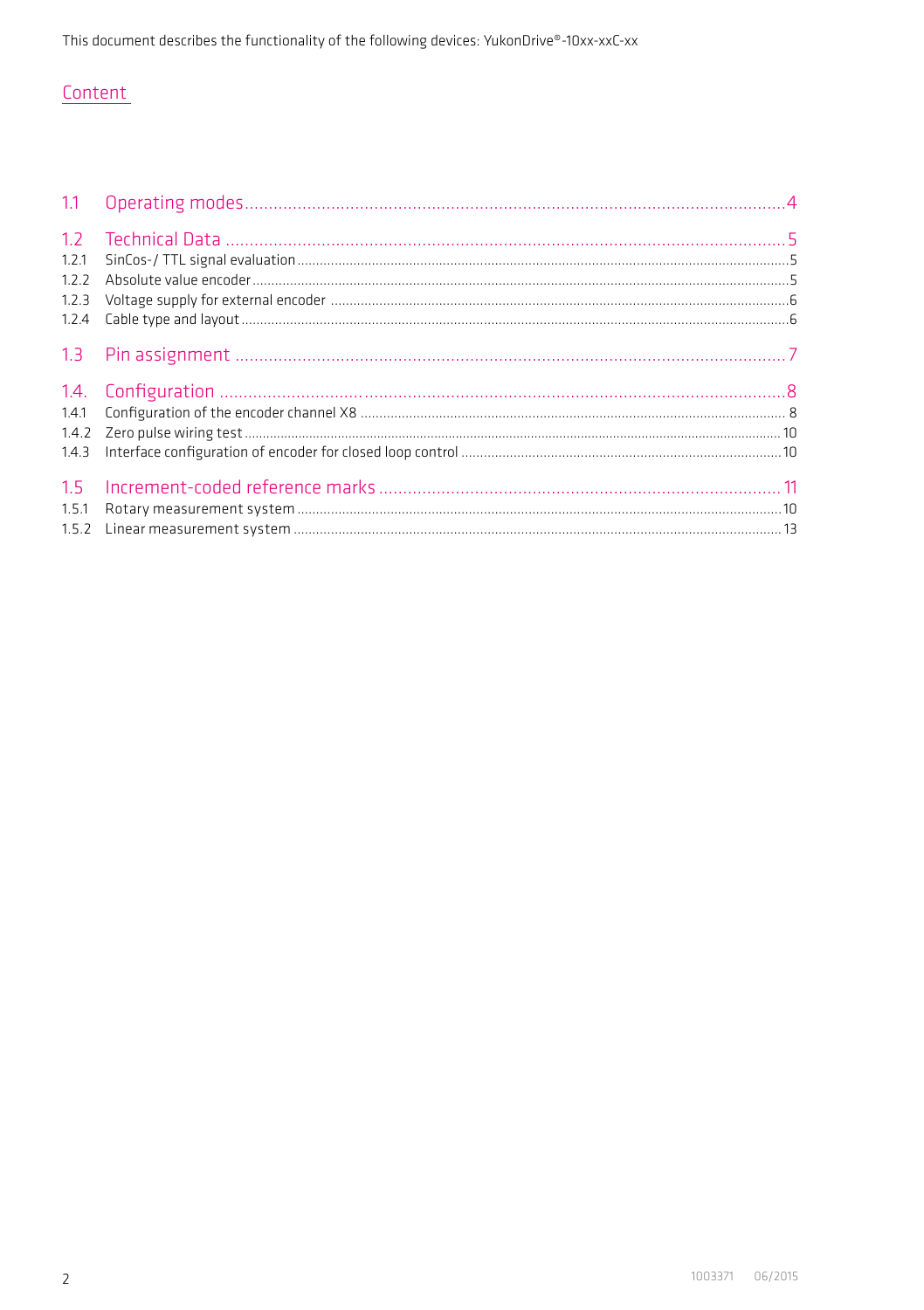This document describes the functionality of the following devices: YukonDrive®-10xx-xxC-xx

## Content

| | | |
|---|---|---|
| 1.1 | Operating modes | 4 |
| 1.2 | Technical Data | 5 |
| 1.2.1 | SinCos-/ TTL signal evaluation | 5 |
| 1.2.2 | Absolute value encoder | 5 |
| 1.2.3 | Voltage supply for external encoder | 6 |
| 1.2.4 | Cable type and layout | 6 |
| 1.3 | Pin assignment | 7 |
| 1.4. | Configuration | 8 |
| 1.4.1 | Configuration of the encoder channel X8 | 8 |
| 1.4.2 | Zero pulse wiring test | 10 |
| 1.4.3 | Interface configuration of encoder for closed loop control | 10 |
| 1.5 | Increment-coded reference marks | 11 |
| 1.5.1 | Rotary measurement system | 10 |
| 1.5.2 | Linear measurement system | 13 |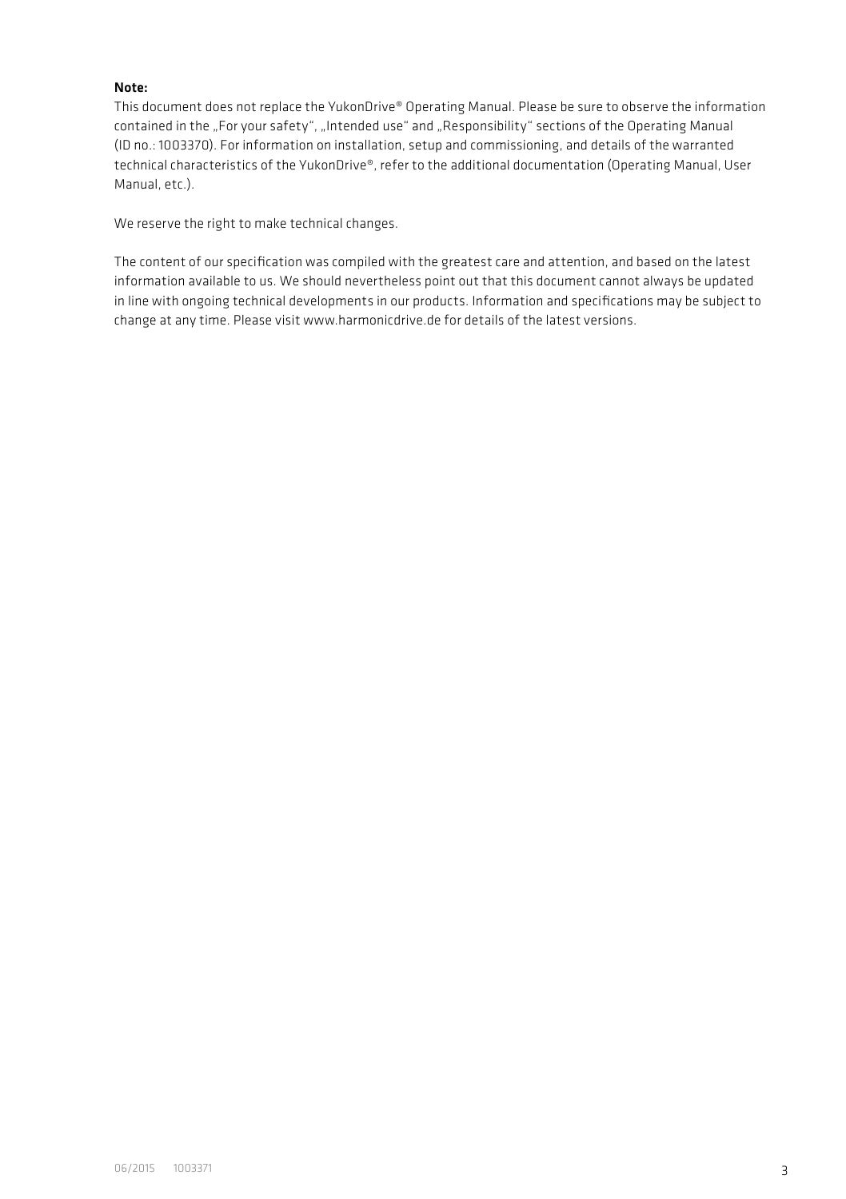**Note:**

This document does not replace the YukonDrive® Operating Manual. Please be sure to observe the information contained in the „For your safety", „Intended use" and „Responsibility" sections of the Operating Manual (ID no.: 1003370). For information on installation, setup and commissioning, and details of the warranted technical characteristics of the YukonDrive®, refer to the additional documentation (Operating Manual, User Manual, etc.).

We reserve the right to make technical changes.

The content of our specification was compiled with the greatest care and attention, and based on the latest information available to us. We should nevertheless point out that this document cannot always be updated in line with ongoing technical developments in our products. Information and specifications may be subject to change at any time. Please visit www.harmonicdrive.de for details of the latest versions.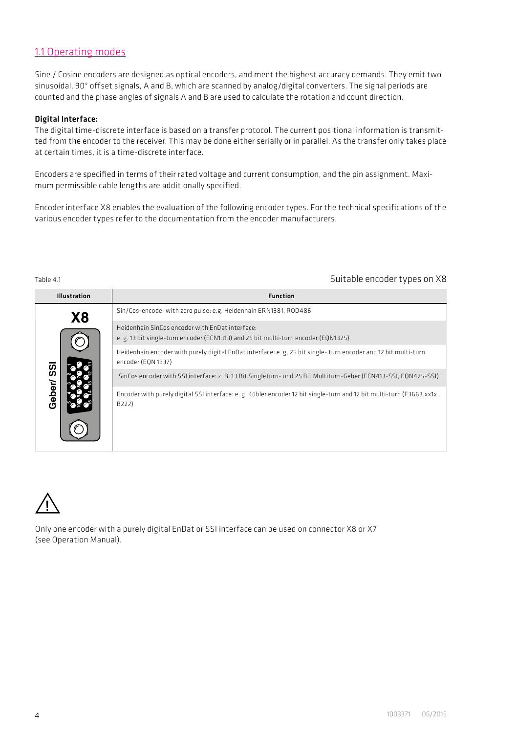## 1.1 Operating modes

Sine / Cosine encoders are designed as optical encoders, and meet the highest accuracy demands. They emit two sinusoidal, 90° offset signals, A and B, which are scanned by analog/digital converters. The signal periods are counted and the phase angles of signals A and B are used to calculate the rotation and count direction.

**Digital Interface:**
The digital time-discrete interface is based on a transfer protocol. The current positional information is transmitted from the encoder to the receiver. This may be done either serially or in parallel. As the transfer only takes place at certain times, it is a time-discrete interface.

Encoders are specified in terms of their rated voltage and current consumption, and the pin assignment. Maximum permissible cable lengths are additionally specified.

Encoder interface X8 enables the evaluation of the following encoder types. For the technical specifications of the various encoder types refer to the documentation from the encoder manufacturers.

Table 4.1 Suitable encoder types on X8

| Illustration | Function |
|---|---|
| X8 Geber/ SSI | Sin/Cos-encoder with zero pulse: e.g. Heidenhain ERN1381, ROD486 |
| | Heidenhain SinCos encoder with EnDat interface: e. g. 13 bit single-turn encoder (ECN1313) and 25 bit multi-turn encoder (EQN1325) |
| | Heidenhain encoder with purely digital EnDat interface: e. g. 25 bit single- turn encoder and 12 bit multi-turn encoder (EQN 1337) |
| | SinCos encoder with SSI interface: z. B. 13 Bit Singleturn- und 25 Bit Multiturn-Geber (ECN413-SSI, EQN425-SSI) |
| | Encoder with purely digital SSI interface: e. g. Kübler encoder 12 bit single-turn and 12 bit multi-turn (F3663.xx1x. B222) |

⚠ Only one encoder with a purely digital EnDat or SSI interface can be used on connector X8 or X7 (see Operation Manual).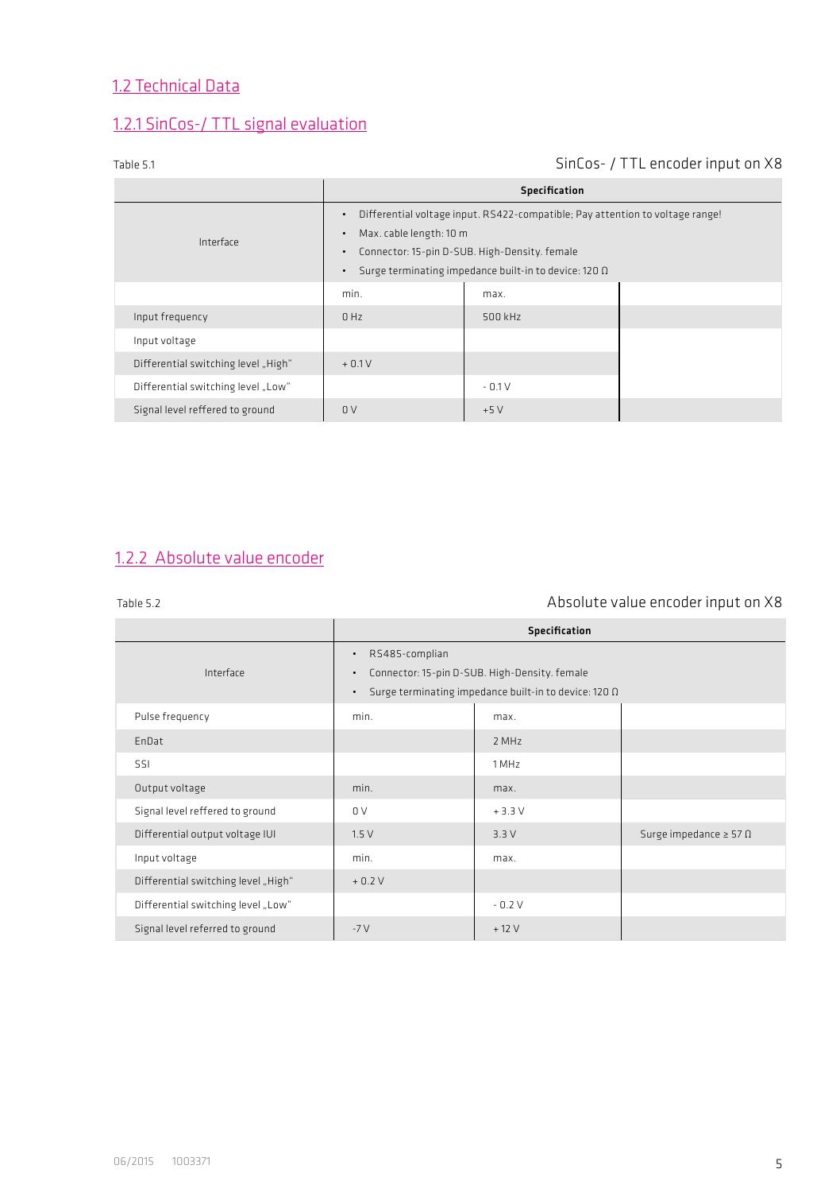## 1.2 Technical Data

### 1.2.1 SinCos-/ TTL signal evaluation

Table 5.1 SinCos- / TTL encoder input on X8

| | Specification | | |
|---|---|---|---|
| Interface | • Differential voltage input. RS422-compatible; Pay attention to voltage range!<br>• Max. cable length: 10 m<br>• Connector: 15-pin D-SUB. High-Density. female<br>• Surge terminating impedance built-in to device: 120 Ω | | |
| | min. | max. | |
| Input frequency | 0 Hz | 500 kHz | |
| Input voltage | | | |
| Differential switching level „High" | + 0.1 V | | |
| Differential switching level „Low" | | - 0.1 V | |
| Signal level reffered to ground | 0 V | +5 V | |

### 1.2.2 Absolute value encoder

Table 5.2 Absolute value encoder input on X8

| | Specification | | |
|---|---|---|---|
| Interface | • RS485-complian<br>• Connector: 15-pin D-SUB. High-Density. female<br>• Surge terminating impedance built-in to device: 120 Ω | | |
| Pulse frequency | min. | max. | |
| EnDat | | 2 MHz | |
| SSI | | 1 MHz | |
| Output voltage | min. | max. | |
| Signal level reffered to ground | 0 V | + 3.3 V | |
| Differential output voltage IUI | 1.5 V | 3.3 V | Surge impedance ≥ 57 Ω |
| Input voltage | min. | max. | |
| Differential switching level „High" | + 0.2 V | | |
| Differential switching level „Low" | | - 0.2 V | |
| Signal level referred to ground | -7 V | + 12 V | |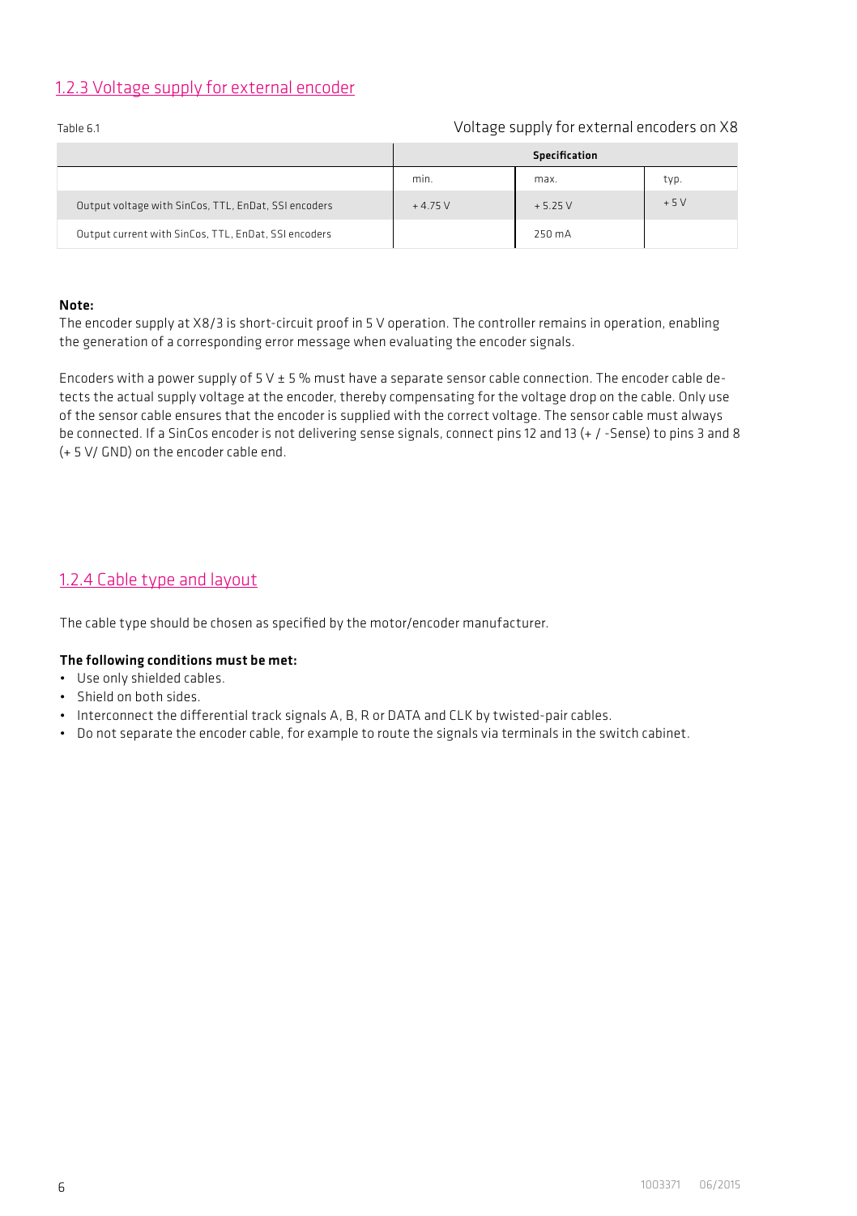## 1.2.3 Voltage supply for external encoder

Table 6.1 Voltage supply for external encoders on X8

| | Specification | | |
|---|---|---|---|
| | min. | max. | typ. |
| Output voltage with SinCos, TTL, EnDat, SSI encoders | + 4.75 V | + 5.25 V | + 5 V |
| Output current with SinCos, TTL, EnDat, SSI encoders | | 250 mA | |

**Note:**
The encoder supply at X8/3 is short-circuit proof in 5 V operation. The controller remains in operation, enabling the generation of a corresponding error message when evaluating the encoder signals.

Encoders with a power supply of 5 V ± 5 % must have a separate sensor cable connection. The encoder cable detects the actual supply voltage at the encoder, thereby compensating for the voltage drop on the cable. Only use of the sensor cable ensures that the encoder is supplied with the correct voltage. The sensor cable must always be connected. If a SinCos encoder is not delivering sense signals, connect pins 12 and 13 (+ / -Sense) to pins 3 and 8 (+ 5 V/ GND) on the encoder cable end.

## 1.2.4 Cable type and layout

The cable type should be chosen as specified by the motor/encoder manufacturer.

**The following conditions must be met:**

- Use only shielded cables.
- Shield on both sides.
- Interconnect the differential track signals A, B, R or DATA and CLK by twisted-pair cables.
- Do not separate the encoder cable, for example to route the signals via terminals in the switch cabinet.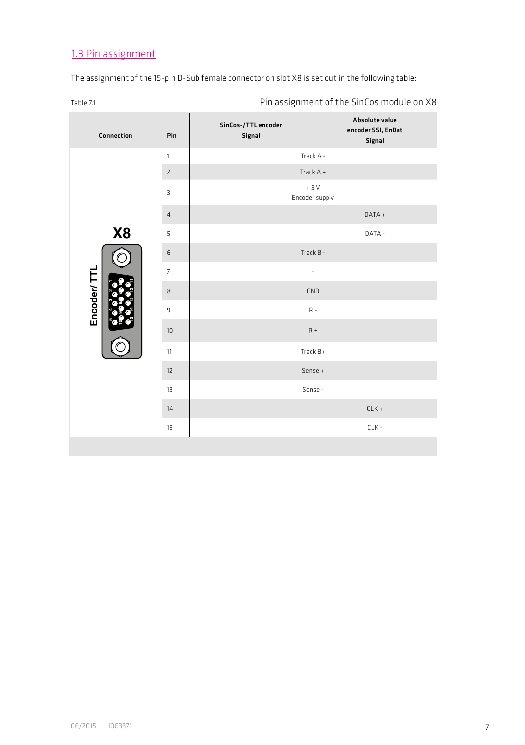## 1.3 Pin assignment

The assignment of the 15-pin D-Sub female connector on slot X8 is set out in the following table:

Table 7.1 Pin assignment of the SinCos module on X8

| Connection | Pin | SinCos-/TTL encoder Signal | Absolute value encoder SSI, EnDat Signal |
|---|---|---|---|
| X8 Encoder/ TTL | 1 | Track A - | Track A - |
| | 2 | Track A + | Track A + |
| | 3 | + 5 V Encoder supply | + 5 V Encoder supply |
| | 4 | | DATA + |
| | 5 | | DATA - |
| | 6 | Track B - | Track B - |
| | 7 | - | - |
| | 8 | GND | GND |
| | 9 | R - | R - |
| | 10 | R + | R + |
| | 11 | Track B+ | Track B+ |
| | 12 | Sense + | Sense + |
| | 13 | Sense - | Sense - |
| | 14 | | CLK + |
| | 15 | | CLK - |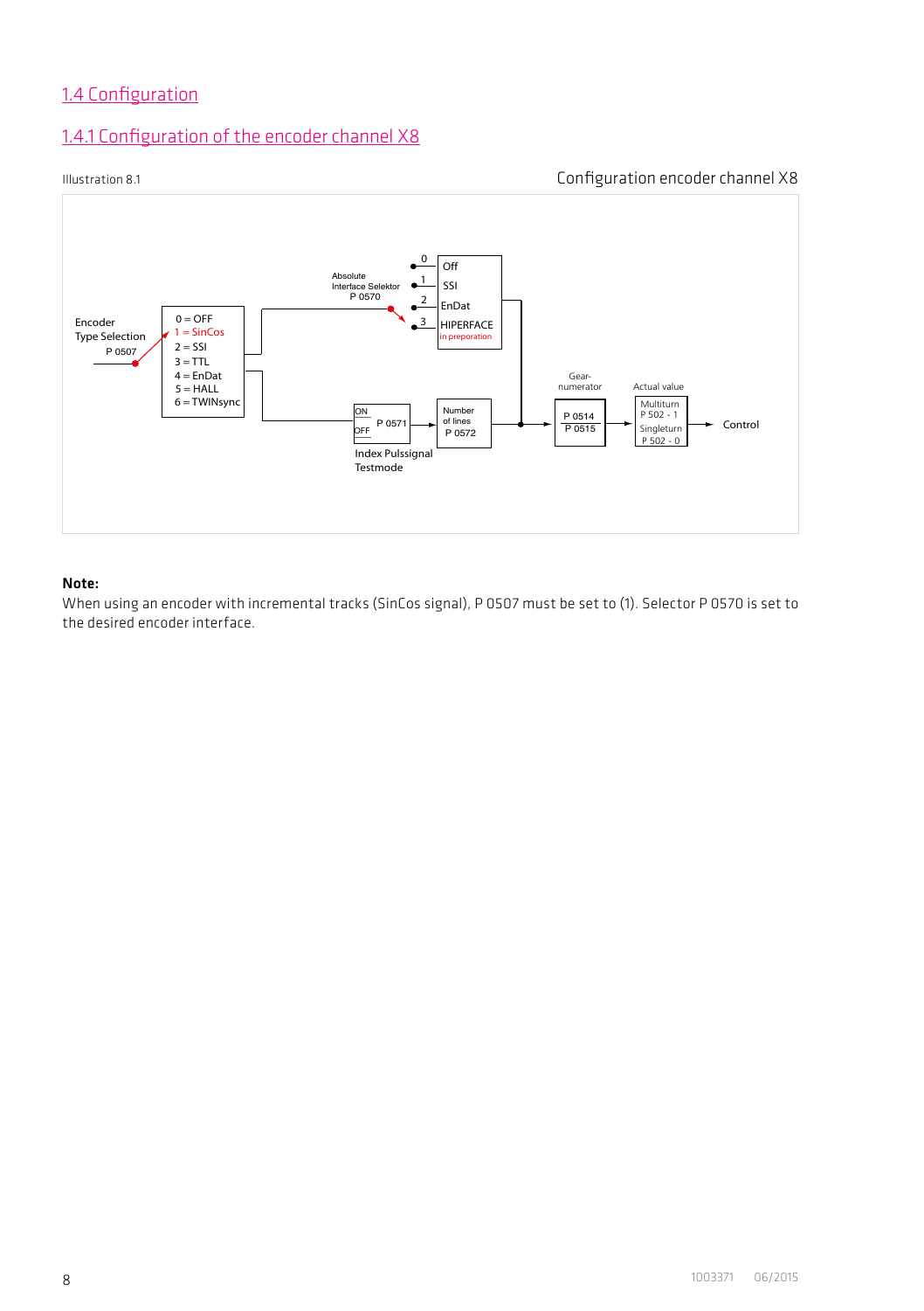## 1.4 Configuration

### 1.4.1 Configuration of the encoder channel X8

Illustration 8.1

Configuration encoder channel X8

Encoder Type Selection P 0507

0 = OFF
1 = SinCos
2 = SSI
3 = TTL
4 = EnDat
5 = HALL
6 = TWINsync

Absolute Interface Selektor P 0570

0 Off
1 SSI
2 EnDat
3 HIPERFACE in preporation

ON / OFF P 0571

Index Pulssignal Testmode

Number of lines P 0572

Gear-numerator P 0514 / P 0515

Actual value Multiturn P 502 - 1 Singleturn P 502 - 0

Control

**Note:**
When using an encoder with incremental tracks (SinCos signal), P 0507 must be set to (1). Selector P 0570 is set to the desired encoder interface.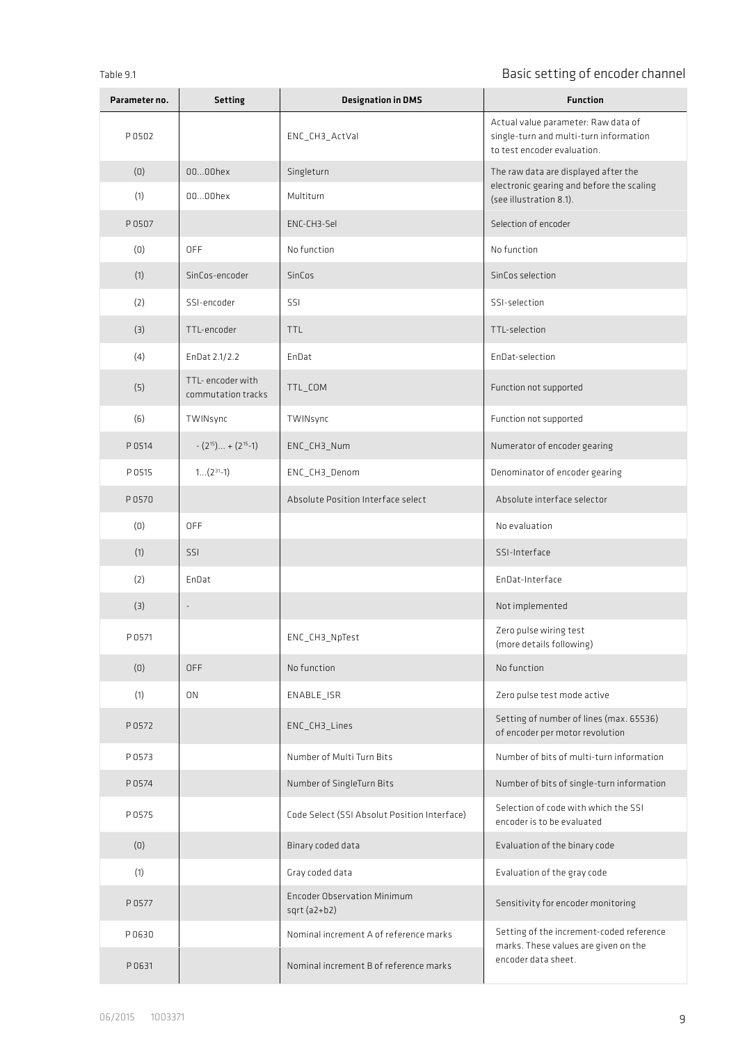Table 9.1

## Basic setting of encoder channel

| Parameter no. | Setting | Designation in DMS | Function |
|---|---|---|---|
| P 0502 | | ENC_CH3_ActVal | Actual value parameter: Raw data of single-turn and multi-turn information to test encoder evaluation. |
| (0) | 00...00hex | Singleturn | The raw data are displayed after the electronic gearing and before the scaling (see illustration 8.1). |
| (1) | 00...00hex | Multiturn | |
| P 0507 | | ENC-CH3-Sel | Selection of encoder |
| (0) | OFF | No function | No function |
| (1) | SinCos-encoder | SinCos | SinCos selection |
| (2) | SSI-encoder | SSI | SSI-selection |
| (3) | TTL-encoder | TTL | TTL-selection |
| (4) | EnDat 2.1/2.2 | EnDat | EnDat-selection |
| (5) | TTL- encoder with commutation tracks | TTL_COM | Function not supported |
| (6) | TWINsync | TWINsync | Function not supported |
| P 0514 | $-(2^{15}) \ldots +(2^{15}-1)$ | ENC_CH3_Num | Numerator of encoder gearing |
| P 0515 | $1 \ldots (2^{31}-1)$ | ENC_CH3_Denom | Denominator of encoder gearing |
| P 0570 | | Absolute Position Interface select | Absolute interface selector |
| (0) | OFF | | No evaluation |
| (1) | SSI | | SSI-Interface |
| (2) | EnDat | | EnDat-Interface |
| (3) | - | | Not implemented |
| P 0571 | | ENC_CH3_NpTest | Zero pulse wiring test (more details following) |
| (0) | OFF | No function | No function |
| (1) | ON | ENABLE_ISR | Zero pulse test mode active |
| P 0572 | | ENC_CH3_Lines | Setting of number of lines (max. 65536) of encoder per motor revolution |
| P 0573 | | Number of Multi Turn Bits | Number of bits of multi-turn information |
| P 0574 | | Number of SingleTurn Bits | Number of bits of single-turn information |
| P 0575 | | Code Select (SSI Absolut Position Interface) | Selection of code with which the SSI encoder is to be evaluated |
| (0) | | Binary coded data | Evaluation of the binary code |
| (1) | | Gray coded data | Evaluation of the gray code |
| P 0577 | | Encoder Observation Minimum sqrt (a2+b2) | Sensitivity for encoder monitoring |
| P 0630 | | Nominal increment A of reference marks | Setting of the increment-coded reference marks. These values are given on the encoder data sheet. |
| P 0631 | | Nominal increment B of reference marks | |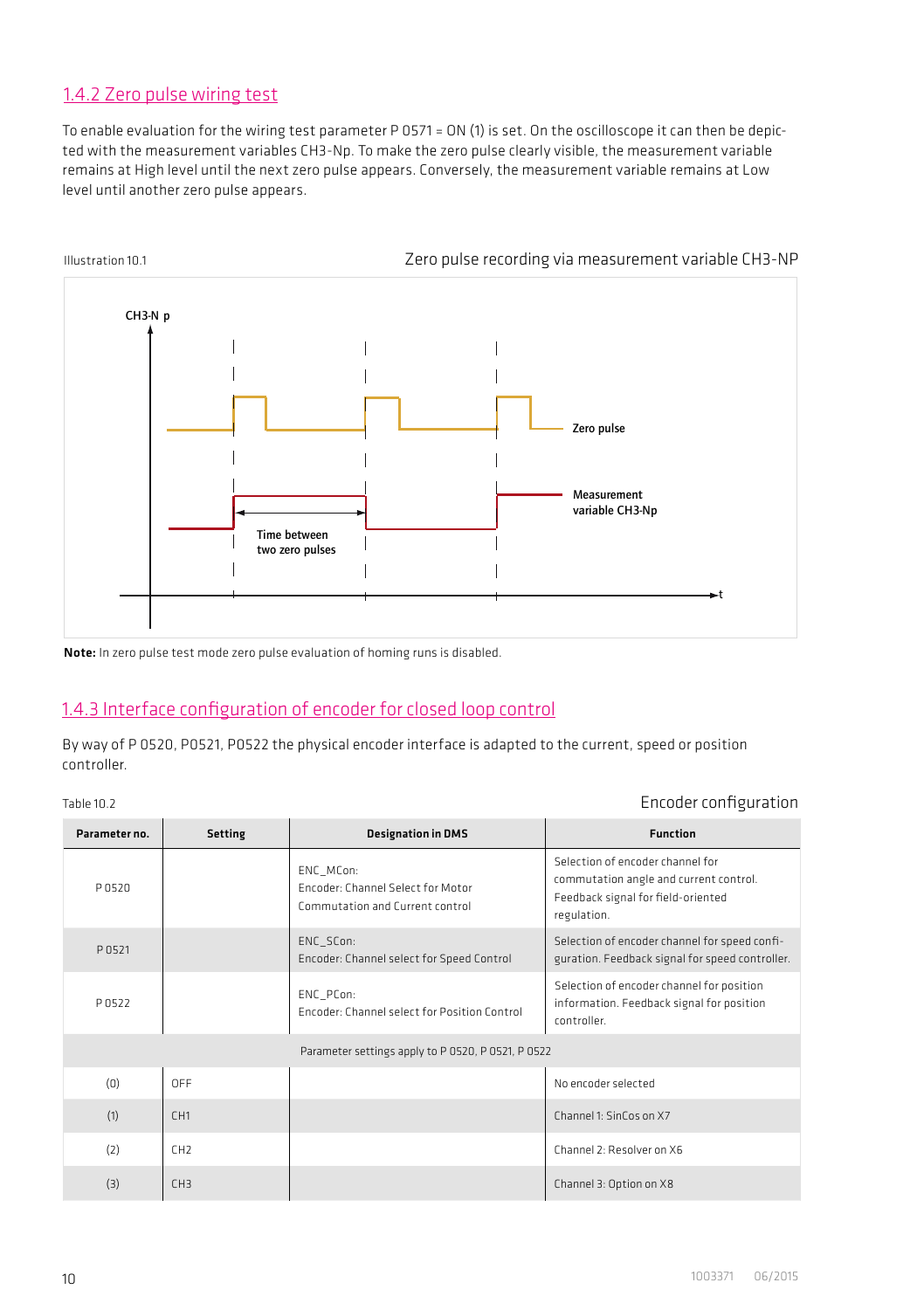## 1.4.2 Zero pulse wiring test

To enable evaluation for the wiring test parameter P 0571 = ON (1) is set. On the oscilloscope it can then be depicted with the measurement variables CH3-Np. To make the zero pulse clearly visible, the measurement variable remains at High level until the next zero pulse appears. Conversely, the measurement variable remains at Low level until another zero pulse appears.

Illustration 10.1 Zero pulse recording via measurement variable CH3-NP

CH3-N p

Zero pulse

Measurement variable CH3-Np

Time between two zero pulses

t

**Note:** In zero pulse test mode zero pulse evaluation of homing runs is disabled.

## 1.4.3 Interface configuration of encoder for closed loop control

By way of P 0520, P0521, P0522 the physical encoder interface is adapted to the current, speed or position controller.

Table 10.2 Encoder configuration

| Parameter no. | Setting | Designation in DMS | Function |
|---|---|---|---|
| P 0520 | | ENC_MCon: Encoder: Channel Select for Motor Commutation and Current control | Selection of encoder channel for commutation angle and current control. Feedback signal for field-oriented regulation. |
| P 0521 | | ENC_SCon: Encoder: Channel select for Speed Control | Selection of encoder channel for speed configuration. Feedback signal for speed controller. |
| P 0522 | | ENC_PCon: Encoder: Channel select for Position Control | Selection of encoder channel for position information. Feedback signal for position controller. |
| Parameter settings apply to P 0520, P 0521, P 0522 | | | |
| (0) | OFF | | No encoder selected |
| (1) | CH1 | | Channel 1: SinCos on X7 |
| (2) | CH2 | | Channel 2: Resolver on X6 |
| (3) | CH3 | | Channel 3: Option on X8 |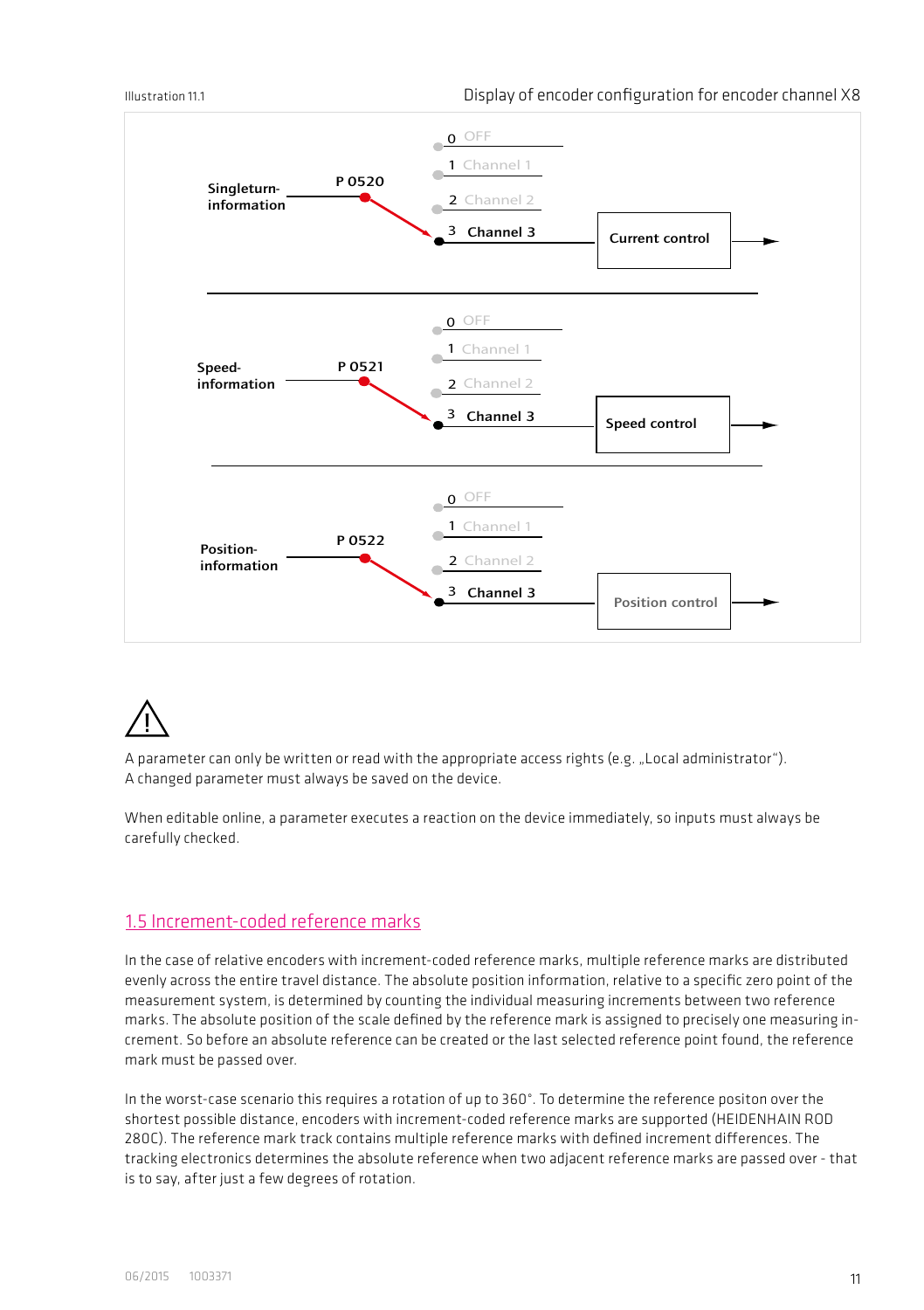Illustration 11.1 Display of encoder configuration for encoder channel X8

Singleturn-information — P 0520 — 0 OFF / 1 Channel 1 / 2 Channel 2 / 3 Channel 3 → Current control

Speed-information — P 0521 — 0 OFF / 1 Channel 1 / 2 Channel 2 / 3 Channel 3 → Speed control

Position-information — P 0522 — 0 OFF / 1 Channel 1 / 2 Channel 2 / 3 Channel 3 → Position control

⚠

A parameter can only be written or read with the appropriate access rights (e.g. „Local administrator").
A changed parameter must always be saved on the device.

When editable online, a parameter executes a reaction on the device immediately, so inputs must always be carefully checked.

## 1.5 Increment-coded reference marks

In the case of relative encoders with increment-coded reference marks, multiple reference marks are distributed evenly across the entire travel distance. The absolute position information, relative to a specific zero point of the measurement system, is determined by counting the individual measuring increments between two reference marks. The absolute position of the scale defined by the reference mark is assigned to precisely one measuring increment. So before an absolute reference can be created or the last selected reference point found, the reference mark must be passed over.

In the worst-case scenario this requires a rotation of up to 360°. To determine the reference positon over the shortest possible distance, encoders with increment-coded reference marks are supported (HEIDENHAIN ROD 280C). The reference mark track contains multiple reference marks with defined increment differences. The tracking electronics determines the absolute reference when two adjacent reference marks are passed over - that is to say, after just a few degrees of rotation.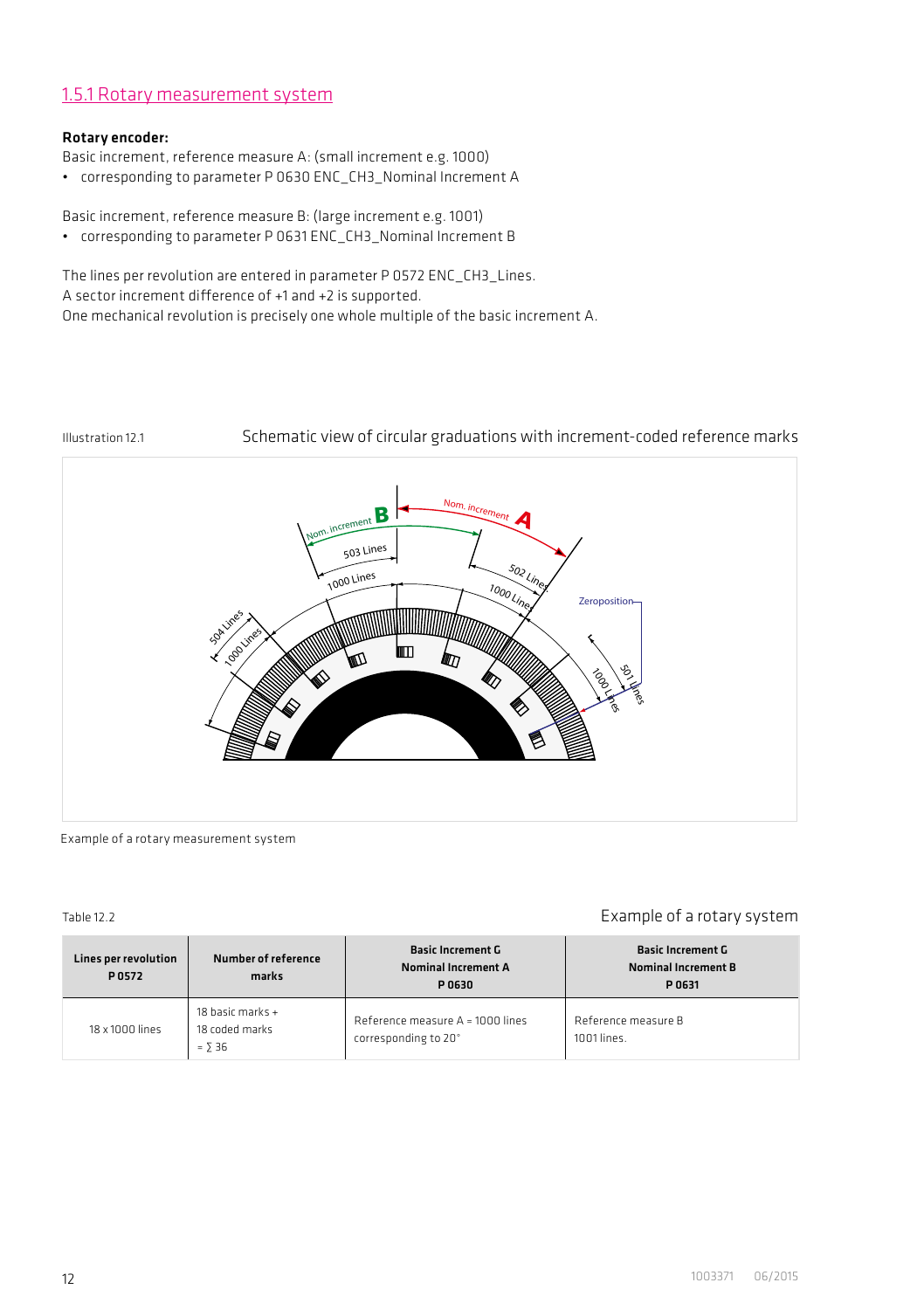## 1.5.1 Rotary measurement system

**Rotary encoder:**

Basic increment, reference measure A: (small increment e.g. 1000)

- corresponding to parameter P 0630 ENC_CH3_Nominal Increment A

Basic increment, reference measure B: (large increment e.g. 1001)

- corresponding to parameter P 0631 ENC_CH3_Nominal Increment B

The lines per revolution are entered in parameter P 0572 ENC_CH3_Lines.
A sector increment difference of +1 and +2 is supported.
One mechanical revolution is precisely one whole multiple of the basic increment A.

Illustration 12.1 Schematic view of circular graduations with increment-coded reference marks

Example of a rotary measurement system

Table 12.2 Example of a rotary system

| Lines per revolution P 0572 | Number of reference marks | Basic Increment G Nominal Increment A P 0630 | Basic Increment G Nominal Increment B P 0631 |
|---|---|---|---|
| 18 x 1000 lines | 18 basic marks + 18 coded marks = ∑ 36 | Reference measure A = 1000 lines corresponding to 20° | Reference measure B 1001 lines. |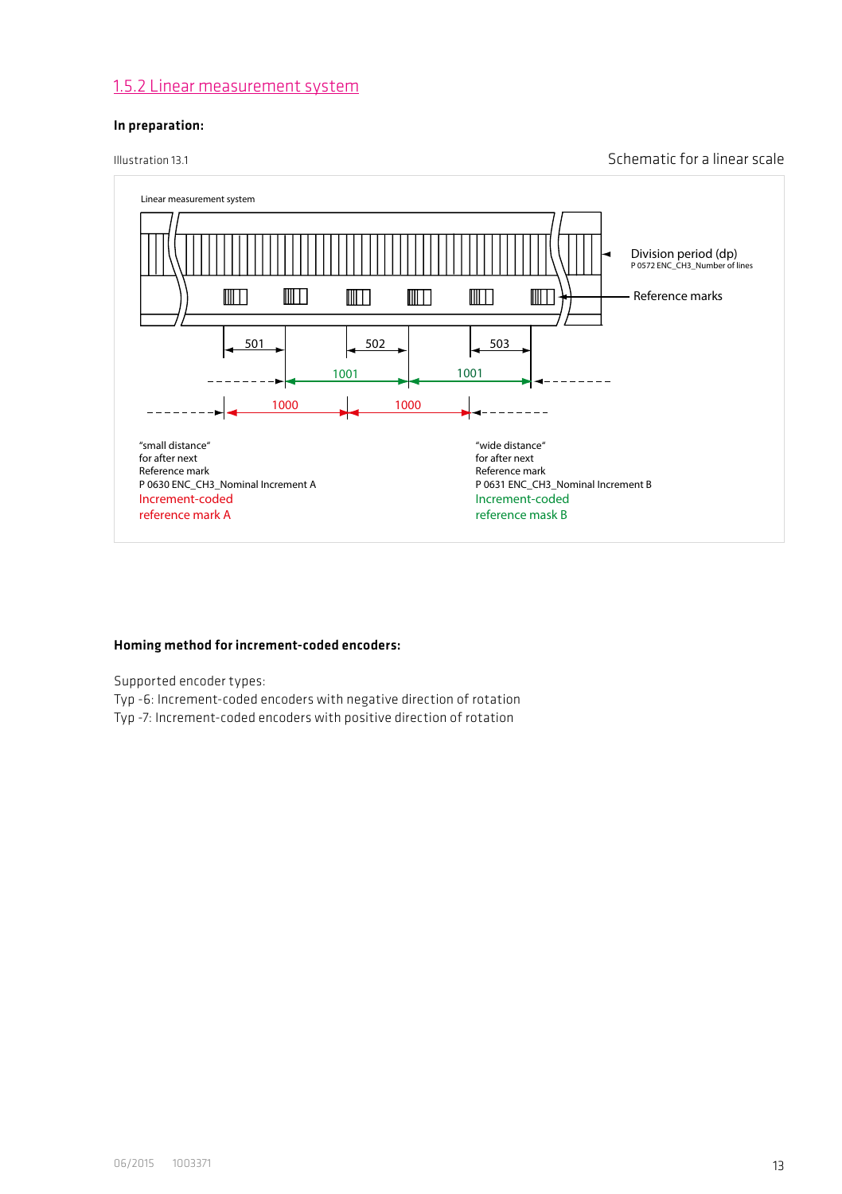## 1.5.2 Linear measurement system

**In preparation:**

Illustration 13.1

Schematic for a linear scale

Linear measurement system

Division period (dp)
P 0572 ENC_CH3_Number of lines

Reference marks

501 502 503

1001 1001

1000 1000

"small distance"
for after next
Reference mark
P 0630 ENC_CH3_Nominal Increment A
Increment-coded
reference mark A

"wide distance"
for after next
Reference mark
P 0631 ENC_CH3_Nominal Increment B
Increment-coded
reference mask B

**Homing method for increment-coded encoders:**

Supported encoder types:
Typ -6: Increment-coded encoders with negative direction of rotation
Typ -7: Increment-coded encoders with positive direction of rotation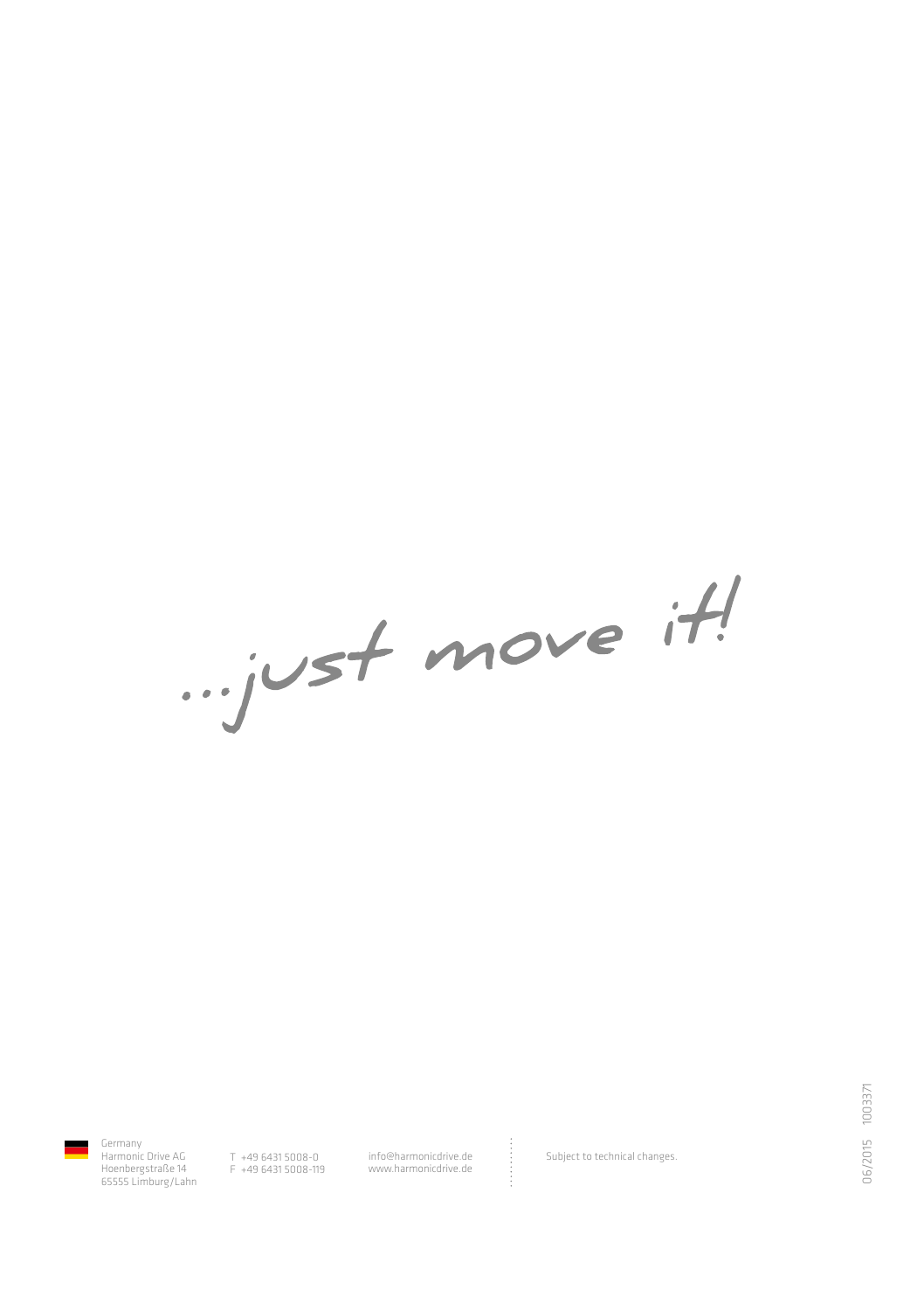...just move it!

Germany
Harmonic Drive AG
Hoenbergstraße 14
65555 Limburg/Lahn

T +49 6431 5008-0
F +49 6431 5008-119

info@harmonicdrive.de
www.harmonicdrive.de

Subject to technical changes.

06/2015 1003371